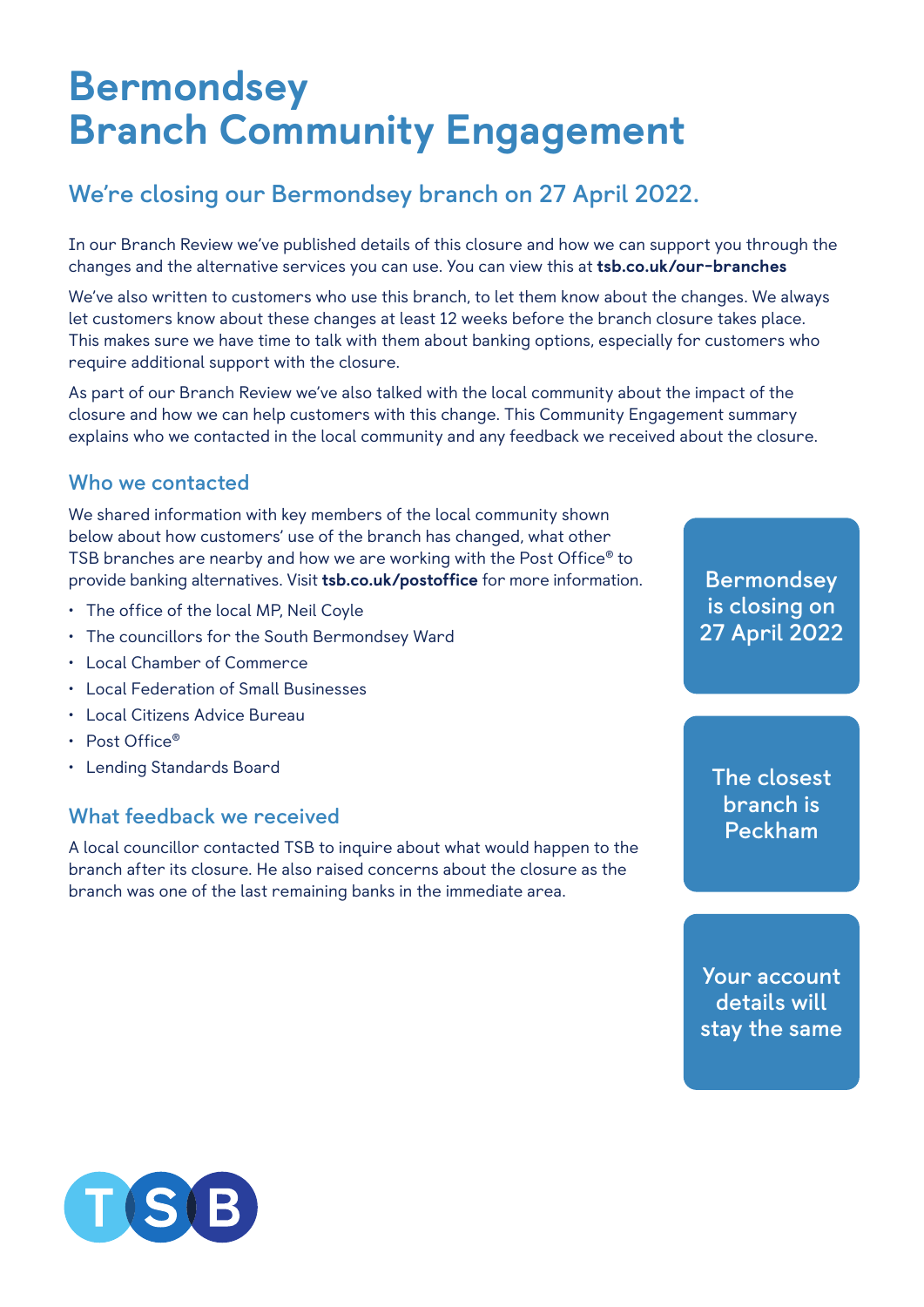# Bermondsey Branch Community Engagement

## We're closing our Bermondsey branch on 27 April 2022.

In our Branch Review we've published details of this closure and how we can support you through the changes and the alternative services you can use. You can view this at **tsb.co.uk/our-branches**

We've also written to customers who use this branch, to let them know about the changes. We always let customers know about these changes at least 12 weeks before the branch closure takes place. This makes sure we have time to talk with them about banking options, especially for customers who require additional support with the closure.

As part of our Branch Review we've also talked with the local community about the impact of the closure and how we can help customers with this change. This Community Engagement summary explains who we contacted in the local community and any feedback we received about the closure.

### Who we contacted

We shared information with key members of the local community shown below about how customers' use of the branch has changed, what other TSB branches are nearby and how we are working with the Post Office® to provide banking alternatives. Visit **tsb.co.uk/postoffice** for more information.

- The office of the local MP, Neil Coyle
- The councillors for the South Bermondsey Ward
- Local Chamber of Commerce
- Local Federation of Small Businesses
- Local Citizens Advice Bureau
- Post Office®
- Lending Standards Board

### What feedback we received

A local councillor contacted TSB to inquire about what would happen to the branch after its closure. He also raised concerns about the closure as the branch was one of the last remaining banks in the immediate area.

Bermondsey is closing on 27 April 2022

The closest branch is Peckham

Your account details will stay the same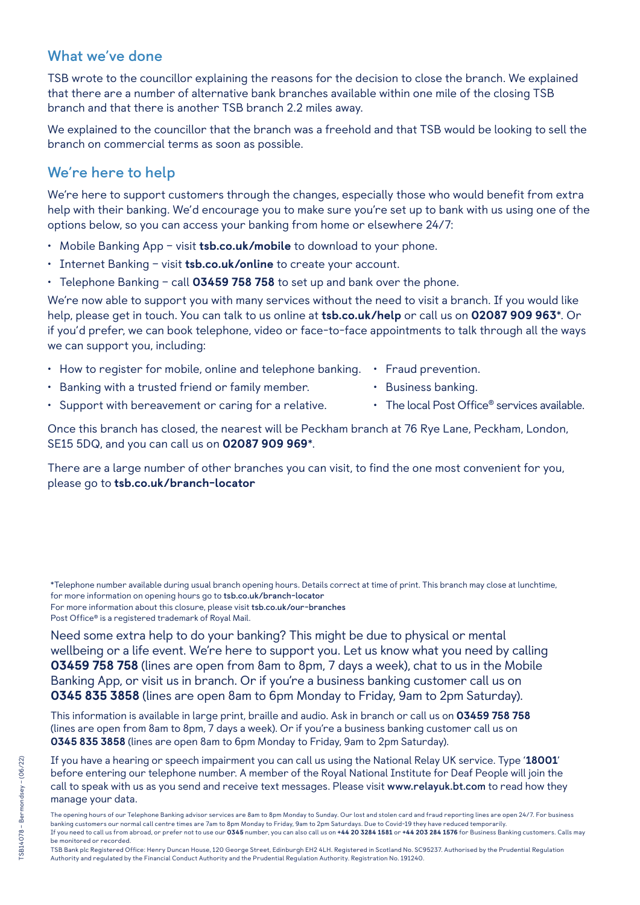## What we've done

TSB wrote to the councillor explaining the reasons for the decision to close the branch. We explained that there are a number of alternative bank branches available within one mile of the closing TSB branch and that there is another TSB branch 2.2 miles away.

We explained to the councillor that the branch was a freehold and that TSB would be looking to sell the branch on commercial terms as soon as possible.

## We're here to help

We're here to support customers through the changes, especially those who would benefit from extra help with their banking. We'd encourage you to make sure you're set up to bank with us using one of the options below, so you can access your banking from home or elsewhere 24/7:

- Mobile Banking App – visit **tsb.co.uk/mobile** to download to your phone.
- Internet Banking – visit **tsb.co.uk/online** to create your account.
- Telephone Banking – call **03459 758 758** to set up and bank over the phone.

We're now able to support you with many services without the need to visit a branch. If you would like help, please get in touch. You can talk to us online at **tsb.co.uk/help** or call us on **02087 909 963***. Or if you'd prefer, we can book telephone, video or face-to-face appointments to talk through all the ways we can support you, including:

- How to register for mobile, online and telephone banking.
- Banking with a trusted friend or family member.
- Support with bereavement or caring for a relative.
- Fraud prevention.
- Business banking.
- The local Post Office® services available.

Once this branch has closed, the nearest will be Peckham branch at 76 Rye Lane, Peckham, London, SE15 5DQ, and you can call us on **02087 909 969***.

There are a large number of other branches you can visit, to find the one most convenient for you, please go to **tsb.co.uk/branch-locator**

*Telephone number available during usual branch opening hours. Details correct at time of print. This branch may close at lunchtime, for more information on opening hours go to **tsb.co.uk/branch-locator**
For more information about this closure, please visit **tsb.co.uk/our-branches**
Post Office® is a registered trademark of Royal Mail.

Need some extra help to do your banking? This might be due to physical or mental wellbeing or a life event. We're here to support you. Let us know what you need by calling **03459 758 758** (lines are open from 8am to 8pm, 7 days a week), chat to us in the Mobile Banking App, or visit us in branch. Or if you're a business banking customer call us on **0345 835 3858** (lines are open 8am to 6pm Monday to Friday, 9am to 2pm Saturday).

This information is available in large print, braille and audio. Ask in branch or call us on **03459 758 758** (lines are open from 8am to 8pm, 7 days a week). Or if you're a business banking customer call us on **0345 835 3858** (lines are open 8am to 6pm Monday to Friday, 9am to 2pm Saturday).

If you have a hearing or speech impairment you can call us using the National Relay UK service. Type '**18001**' before entering our telephone number. A member of the Royal National Institute for Deaf People will join the call to speak with us as you send and receive text messages. Please visit **www.relayuk.bt.com** to read how they manage your data.

The opening hours of our Telephone Banking advisor services are 8am to 8pm Monday to Sunday. Our lost and stolen card and fraud reporting lines are open 24/7. For business banking customers our normal call centre times are 7am to 8pm Monday to Friday, 9am to 2pm Saturdays. Due to Covid-19 they have reduced temporarily.
If you need to call us from abroad, or prefer not to use our **0345** number, you can also call us on **+44 20 3284 1581** or **+44 203 284 1576** for Business Banking customers. Calls may be monitored or recorded.
TSB Bank plc Registered Office: Henry Duncan House, 120 George Street, Edinburgh EH2 4LH. Registered in Scotland No. SC95237. Authorised by the Prudential Regulation Authority and regulated by the Financial Conduct Authority and the Prudential Regulation Authority. Registration No. 191240.

TSB14078 – Bermondsey – (06/22)